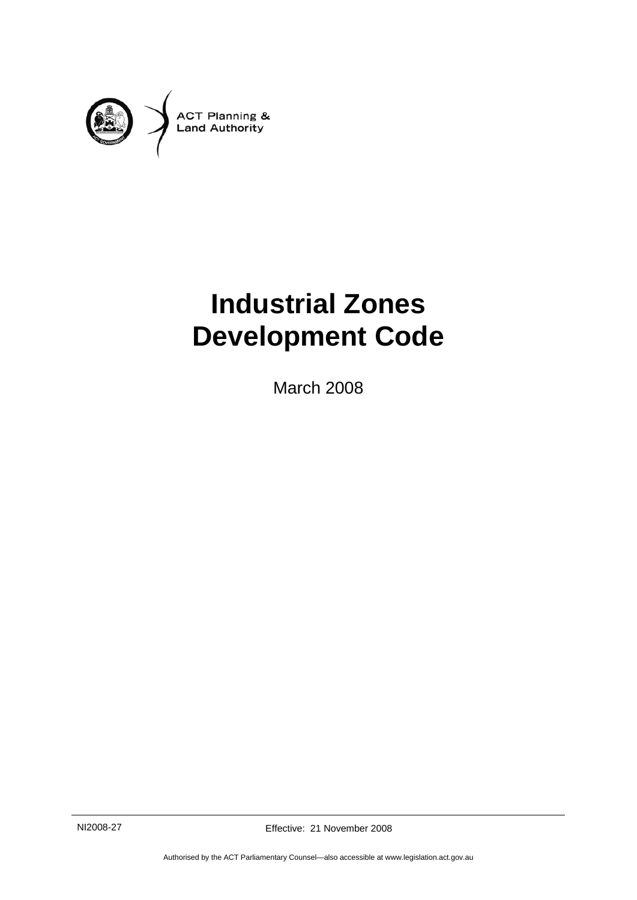ACT Planning & Land Authority

# Industrial Zones Development Code

March 2008

NI2008-27

Effective: 21 November 2008

Authorised by the ACT Parliamentary Counsel—also accessible at www.legislation.act.gov.au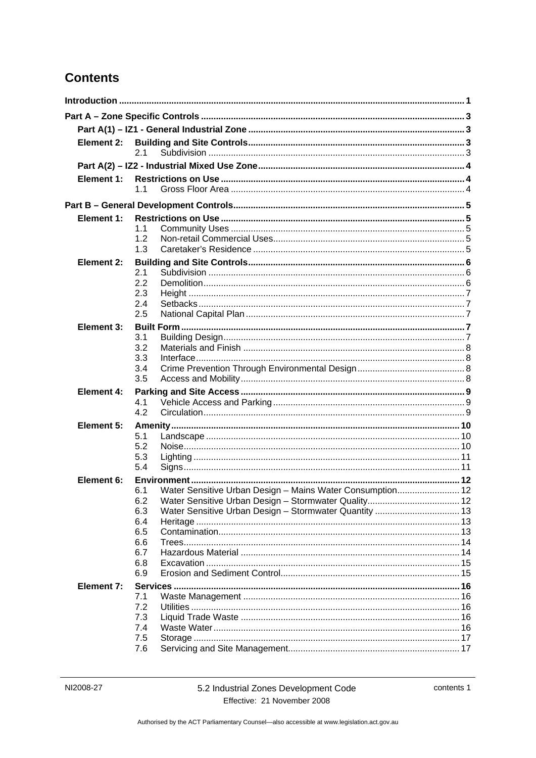## Contents

**Introduction** ........................................................................ 1

**Part A – Zone Specific Controls** ........................................................................ 3

**Part A(1) – IZ1 - General Industrial Zone** ........................................................................ 3

**Element 2: Building and Site Controls** ........................................................................ 3
- 2.1 Subdivision ........................................................................ 3

**Part A(2) – IZ2 - Industrial Mixed Use Zone** ........................................................................ 4

**Element 1: Restrictions on Use** ........................................................................ 4
- 1.1 Gross Floor Area ........................................................................ 4

**Part B – General Development Controls** ........................................................................ 5

**Element 1: Restrictions on Use** ........................................................................ 5
- 1.1 Community Uses ........................................................................ 5
- 1.2 Non-retail Commercial Uses ........................................................................ 5
- 1.3 Caretaker's Residence ........................................................................ 5

**Element 2: Building and Site Controls** ........................................................................ 6
- 2.1 Subdivision ........................................................................ 6
- 2.2 Demolition ........................................................................ 6
- 2.3 Height ........................................................................ 7
- 2.4 Setbacks ........................................................................ 7
- 2.5 National Capital Plan ........................................................................ 7

**Element 3: Built Form** ........................................................................ 7
- 3.1 Building Design ........................................................................ 7
- 3.2 Materials and Finish ........................................................................ 8
- 3.3 Interface ........................................................................ 8
- 3.4 Crime Prevention Through Environmental Design ........................................................................ 8
- 3.5 Access and Mobility ........................................................................ 8

**Element 4: Parking and Site Access** ........................................................................ 9
- 4.1 Vehicle Access and Parking ........................................................................ 9
- 4.2 Circulation ........................................................................ 9

**Element 5: Amenity** ........................................................................ 10
- 5.1 Landscape ........................................................................ 10
- 5.2 Noise ........................................................................ 10
- 5.3 Lighting ........................................................................ 11
- 5.4 Signs ........................................................................ 11

**Element 6: Environment** ........................................................................ 12
- 6.1 Water Sensitive Urban Design – Mains Water Consumption ........................................................................ 12
- 6.2 Water Sensitive Urban Design – Stormwater Quality ........................................................................ 12
- 6.3 Water Sensitive Urban Design – Stormwater Quantity ........................................................................ 13
- 6.4 Heritage ........................................................................ 13
- 6.5 Contamination ........................................................................ 13
- 6.6 Trees ........................................................................ 14
- 6.7 Hazardous Material ........................................................................ 14
- 6.8 Excavation ........................................................................ 15
- 6.9 Erosion and Sediment Control ........................................................................ 15

**Element 7: Services** ........................................................................ 16
- 7.1 Waste Management ........................................................................ 16
- 7.2 Utilities ........................................................................ 16
- 7.3 Liquid Trade Waste ........................................................................ 16
- 7.4 Waste Water ........................................................................ 16
- 7.5 Storage ........................................................................ 17
- 7.6 Servicing and Site Management ........................................................................ 17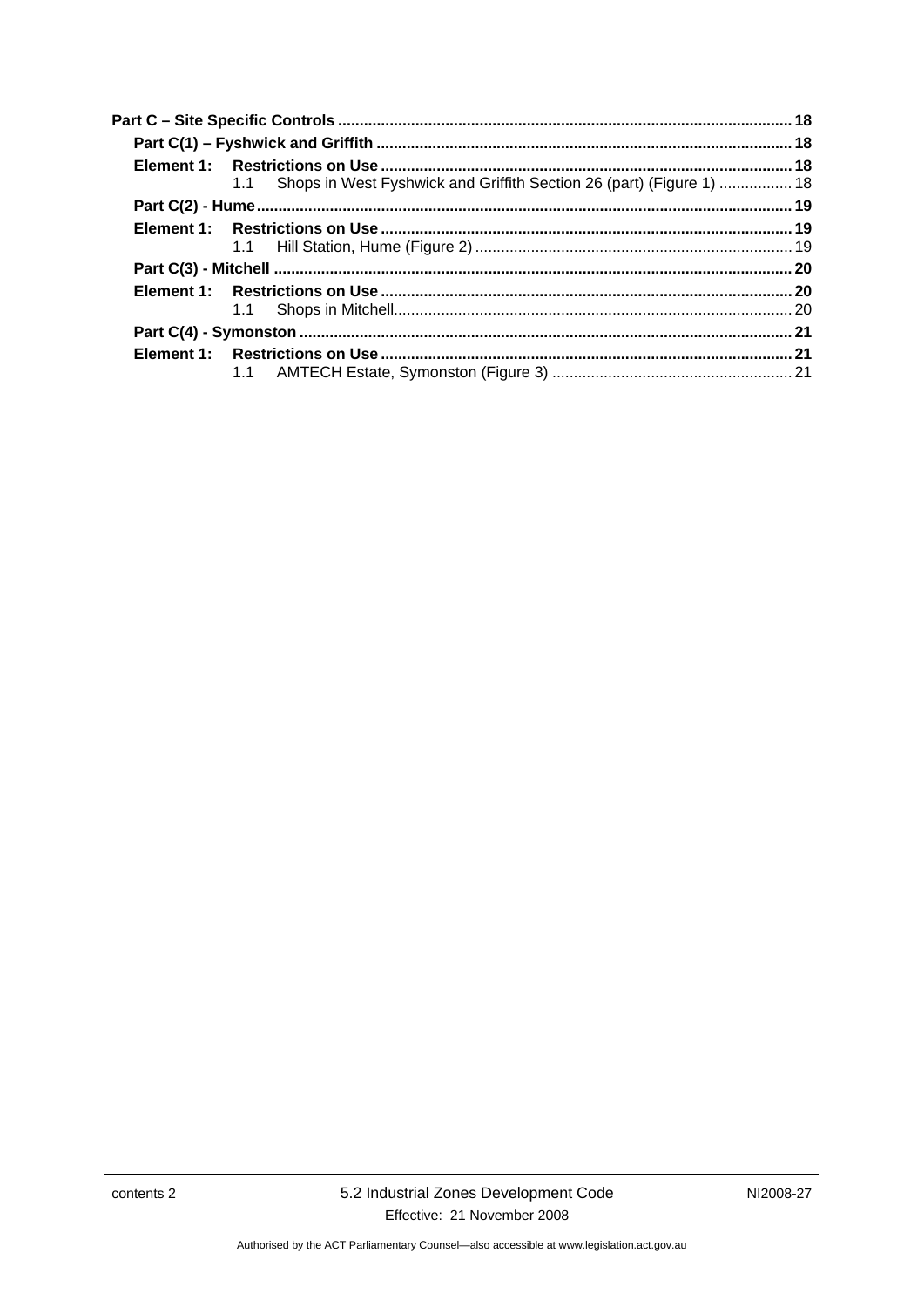**Part C – Site Specific Controls** ........................................................................................................ **18**

**Part C(1) – Fyshwick and Griffith** ................................................................................................ **18**

**Element 1: Restrictions on Use** ................................................................................................ **18**

1.1 Shops in West Fyshwick and Griffith Section 26 (part) (Figure 1) ................. 18

**Part C(2) - Hume** ........................................................................................................................... **19**

**Element 1: Restrictions on Use** ................................................................................................ **19**

1.1 Hill Station, Hume (Figure 2) ......................................................................... 19

**Part C(3) - Mitchell** ....................................................................................................................... **20**

**Element 1: Restrictions on Use** ................................................................................................ **20**

1.1 Shops in Mitchell ............................................................................................ 20

**Part C(4) - Symonston** .................................................................................................................. **21**

**Element 1: Restrictions on Use** ................................................................................................ **21**

1.1 AMTECH Estate, Symonston (Figure 3) ........................................................ 21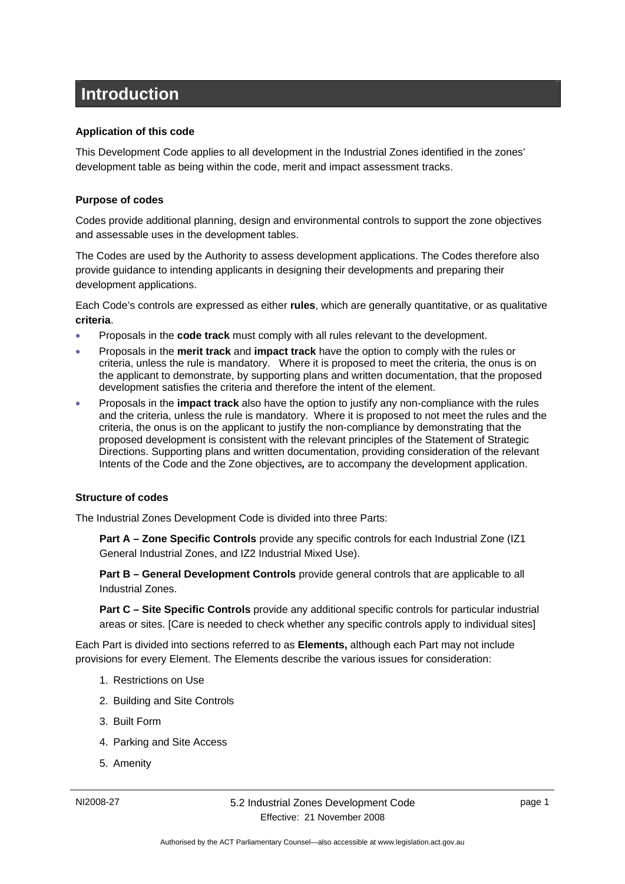# Introduction

**Application of this code**

This Development Code applies to all development in the Industrial Zones identified in the zones' development table as being within the code, merit and impact assessment tracks.

**Purpose of codes**

Codes provide additional planning, design and environmental controls to support the zone objectives and assessable uses in the development tables.

The Codes are used by the Authority to assess development applications. The Codes therefore also provide guidance to intending applicants in designing their developments and preparing their development applications.

Each Code's controls are expressed as either **rules**, which are generally quantitative, or as qualitative **criteria**.

- Proposals in the **code track** must comply with all rules relevant to the development.
- Proposals in the **merit track** and **impact track** have the option to comply with the rules or criteria, unless the rule is mandatory. Where it is proposed to meet the criteria, the onus is on the applicant to demonstrate, by supporting plans and written documentation, that the proposed development satisfies the criteria and therefore the intent of the element.
- Proposals in the **impact track** also have the option to justify any non-compliance with the rules and the criteria, unless the rule is mandatory. Where it is proposed to not meet the rules and the criteria, the onus is on the applicant to justify the non-compliance by demonstrating that the proposed development is consistent with the relevant principles of the Statement of Strategic Directions. Supporting plans and written documentation, providing consideration of the relevant Intents of the Code and the Zone objectives***,*** are to accompany the development application.

**Structure of codes**

The Industrial Zones Development Code is divided into three Parts:

> **Part A – Zone Specific Controls** provide any specific controls for each Industrial Zone (IZ1 General Industrial Zones, and IZ2 Industrial Mixed Use).
>
> **Part B – General Development Controls** provide general controls that are applicable to all Industrial Zones.
>
> **Part C – Site Specific Controls** provide any additional specific controls for particular industrial areas or sites. [Care is needed to check whether any specific controls apply to individual sites]

Each Part is divided into sections referred to as **Elements,** although each Part may not include provisions for every Element. The Elements describe the various issues for consideration:

1. Restrictions on Use
2. Building and Site Controls
3. Built Form
4. Parking and Site Access
5. Amenity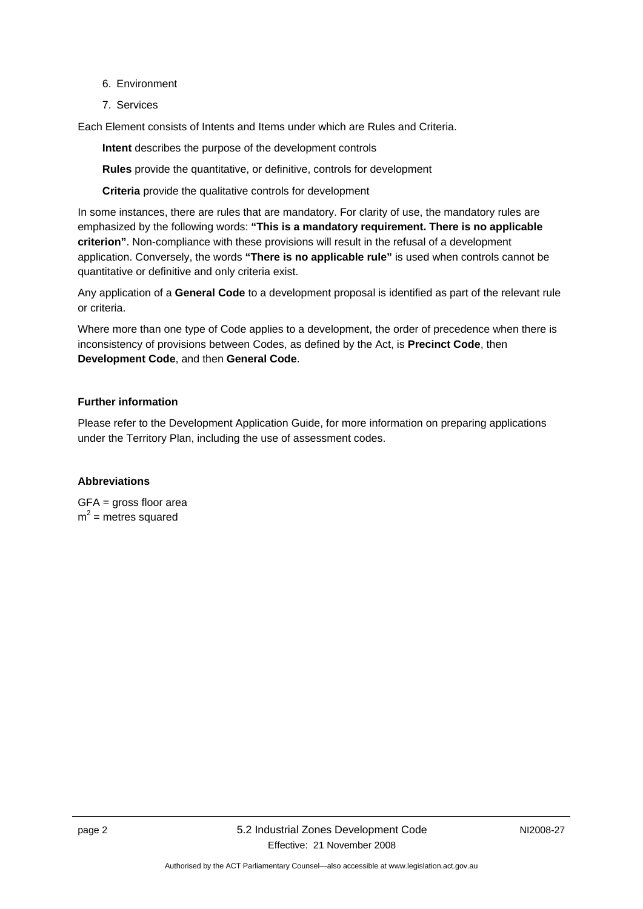6. Environment
7. Services

Each Element consists of Intents and Items under which are Rules and Criteria.

**Intent** describes the purpose of the development controls

**Rules** provide the quantitative, or definitive, controls for development

**Criteria** provide the qualitative controls for development

In some instances, there are rules that are mandatory. For clarity of use, the mandatory rules are emphasized by the following words: **"This is a mandatory requirement. There is no applicable criterion"**. Non-compliance with these provisions will result in the refusal of a development application. Conversely, the words **"There is no applicable rule"** is used when controls cannot be quantitative or definitive and only criteria exist.

Any application of a **General Code** to a development proposal is identified as part of the relevant rule or criteria.

Where more than one type of Code applies to a development, the order of precedence when there is inconsistency of provisions between Codes, as defined by the Act, is **Precinct Code**, then **Development Code**, and then **General Code**.

**Further information**

Please refer to the Development Application Guide, for more information on preparing applications under the Territory Plan, including the use of assessment codes.

**Abbreviations**

GFA = gross floor area
$m^2$ = metres squared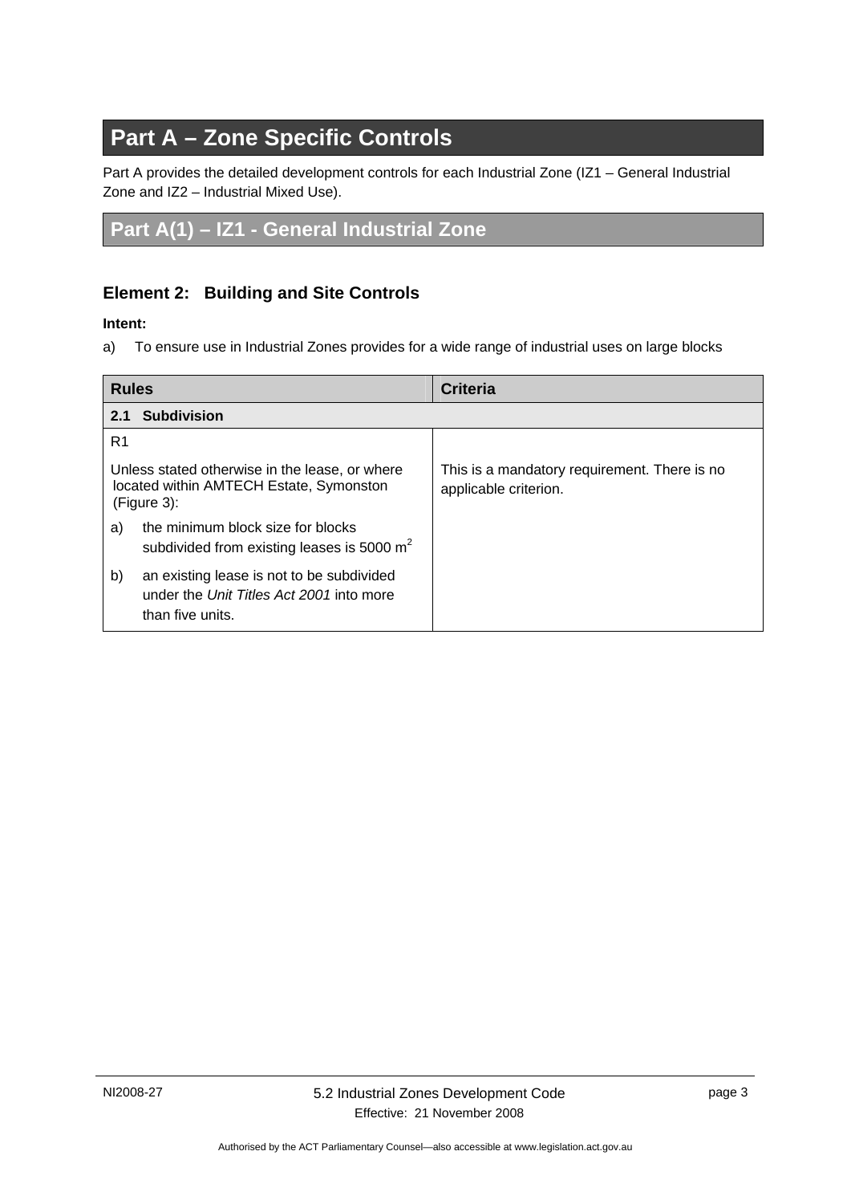# Part A – Zone Specific Controls

Part A provides the detailed development controls for each Industrial Zone (IZ1 – General Industrial Zone and IZ2 – Industrial Mixed Use).

## Part A(1) – IZ1 - General Industrial Zone

### Element 2: Building and Site Controls

**Intent:**

a) To ensure use in Industrial Zones provides for a wide range of industrial uses on large blocks

| Rules | Criteria |
|---|---|
| **2.1 Subdivision** | |
| R1<br><br>Unless stated otherwise in the lease, or where located within AMTECH Estate, Symonston (Figure 3):<br><br>a) the minimum block size for blocks subdivided from existing leases is 5000 $m^2$<br><br>b) an existing lease is not to be subdivided under the *Unit Titles Act 2001* into more than five units. | This is a mandatory requirement. There is no applicable criterion. |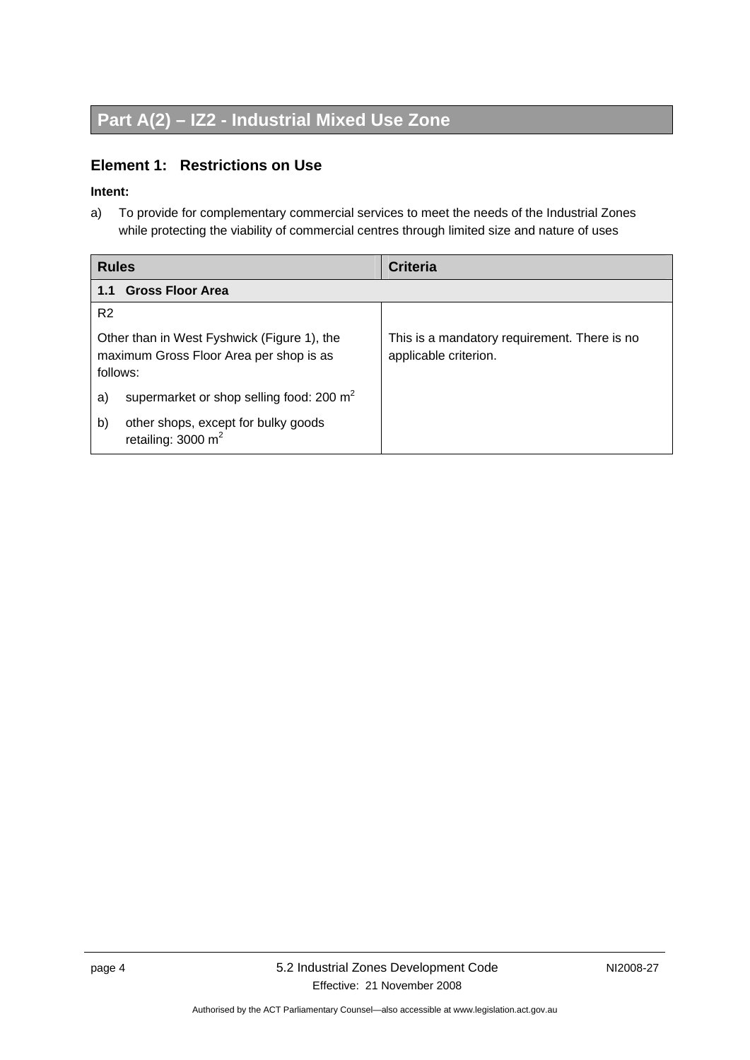## Part A(2) – IZ2 - Industrial Mixed Use Zone

### Element 1: Restrictions on Use

**Intent:**

a) To provide for complementary commercial services to meet the needs of the Industrial Zones while protecting the viability of commercial centres through limited size and nature of uses

| Rules | Criteria |
|---|---|
| **1.1 Gross Floor Area** | |
| R2<br><br>Other than in West Fyshwick (Figure 1), the maximum Gross Floor Area per shop is as follows:<br><br>a) supermarket or shop selling food: 200 $m^2$<br><br>b) other shops, except for bulky goods retailing: 3000 $m^2$ | This is a mandatory requirement. There is no applicable criterion. |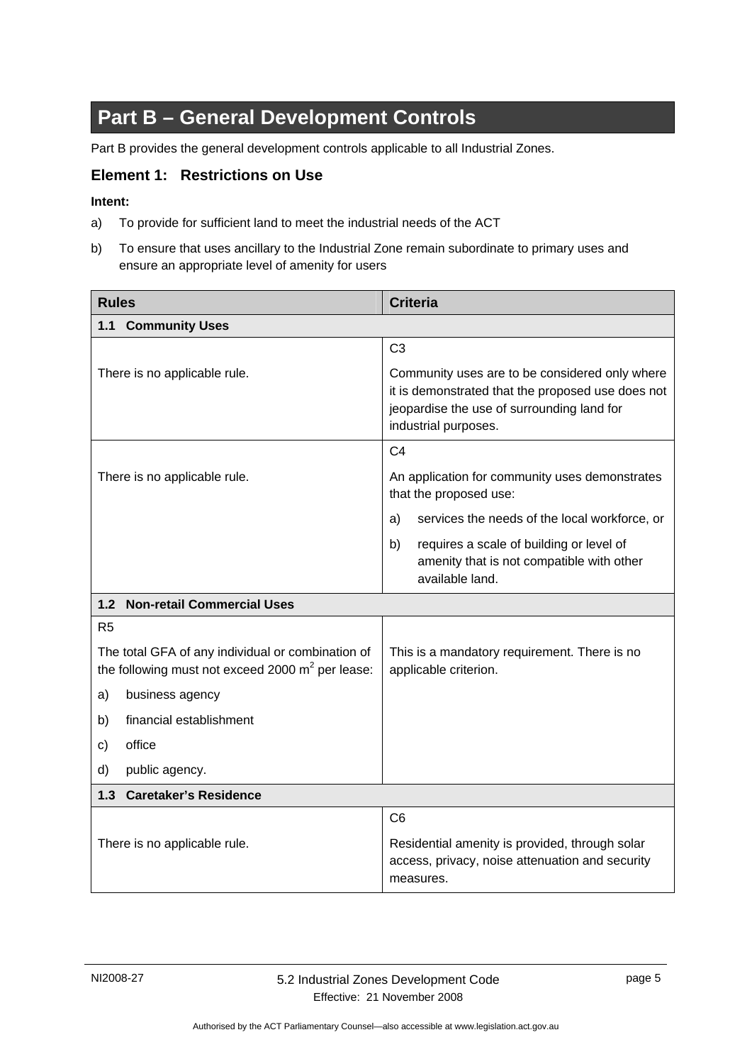# Part B – General Development Controls

Part B provides the general development controls applicable to all Industrial Zones.

## Element 1: Restrictions on Use

**Intent:**

a) To provide for sufficient land to meet the industrial needs of the ACT

b) To ensure that uses ancillary to the Industrial Zone remain subordinate to primary uses and ensure an appropriate level of amenity for users

| Rules | Criteria |
|---|---|
| **1.1 Community Uses** | |
| There is no applicable rule. | C3<br><br>Community uses are to be considered only where it is demonstrated that the proposed use does not jeopardise the use of surrounding land for industrial purposes. |
| There is no applicable rule. | C4<br><br>An application for community uses demonstrates that the proposed use:<br><br>a) services the needs of the local workforce, or<br><br>b) requires a scale of building or level of amenity that is not compatible with other available land. |
| **1.2 Non-retail Commercial Uses** | |
| R5<br><br>The total GFA of any individual or combination of the following must not exceed 2000 $m^2$ per lease:<br><br>a) business agency<br><br>b) financial establishment<br><br>c) office<br><br>d) public agency. | This is a mandatory requirement. There is no applicable criterion. |
| **1.3 Caretaker's Residence** | |
| There is no applicable rule. | C6<br><br>Residential amenity is provided, through solar access, privacy, noise attenuation and security measures. |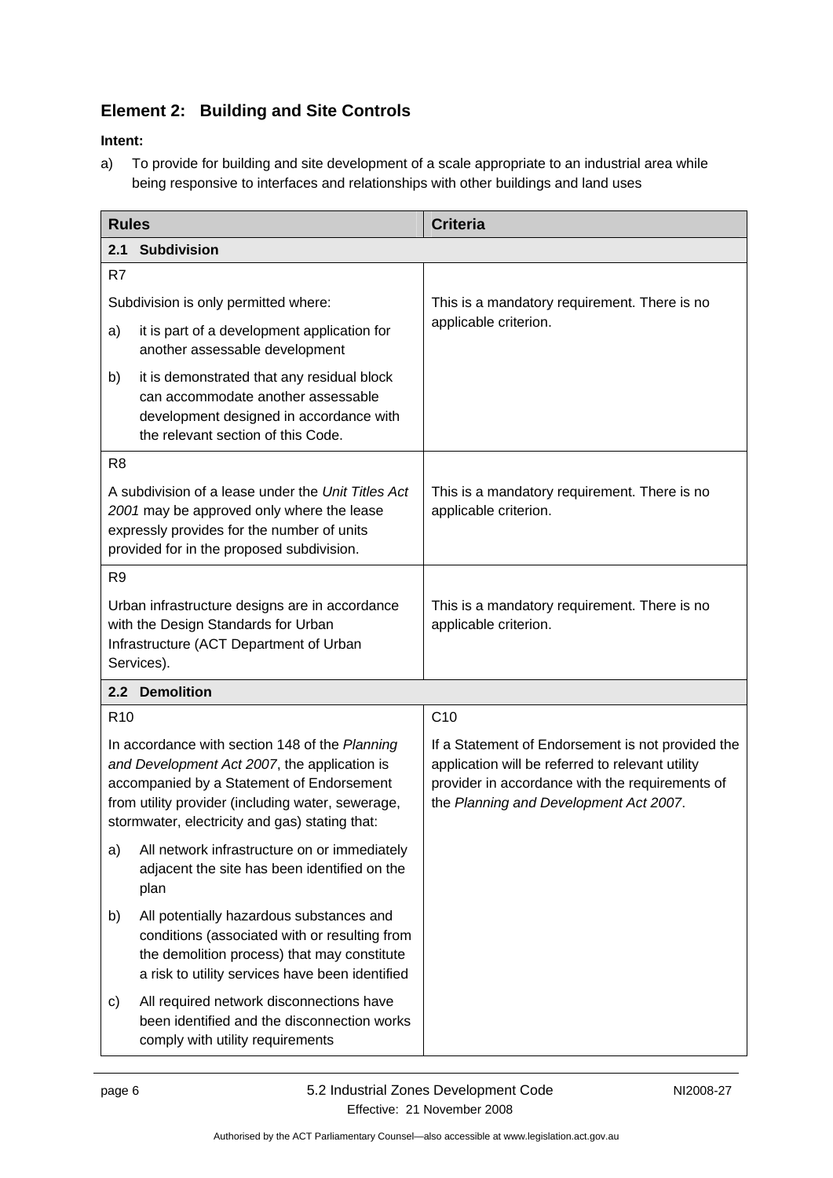## Element 2: Building and Site Controls

**Intent:**

a) To provide for building and site development of a scale appropriate to an industrial area while being responsive to interfaces and relationships with other buildings and land uses

| Rules | Criteria |
|---|---|
| **2.1 Subdivision** | |
| R7<br><br>Subdivision is only permitted where:<br><br>a) it is part of a development application for another assessable development<br><br>b) it is demonstrated that any residual block can accommodate another assessable development designed in accordance with the relevant section of this Code. | This is a mandatory requirement. There is no applicable criterion. |
| R8<br><br>A subdivision of a lease under the *Unit Titles Act 2001* may be approved only where the lease expressly provides for the number of units provided for in the proposed subdivision. | This is a mandatory requirement. There is no applicable criterion. |
| R9<br><br>Urban infrastructure designs are in accordance with the Design Standards for Urban Infrastructure (ACT Department of Urban Services). | This is a mandatory requirement. There is no applicable criterion. |
| **2.2 Demolition** | |
| R10<br><br>In accordance with section 148 of the *Planning and Development Act 2007*, the application is accompanied by a Statement of Endorsement from utility provider (including water, sewerage, stormwater, electricity and gas) stating that:<br><br>a) All network infrastructure on or immediately adjacent the site has been identified on the plan<br><br>b) All potentially hazardous substances and conditions (associated with or resulting from the demolition process) that may constitute a risk to utility services have been identified<br><br>c) All required network disconnections have been identified and the disconnection works comply with utility requirements | C10<br><br>If a Statement of Endorsement is not provided the application will be referred to relevant utility provider in accordance with the requirements of the *Planning and Development Act 2007*. |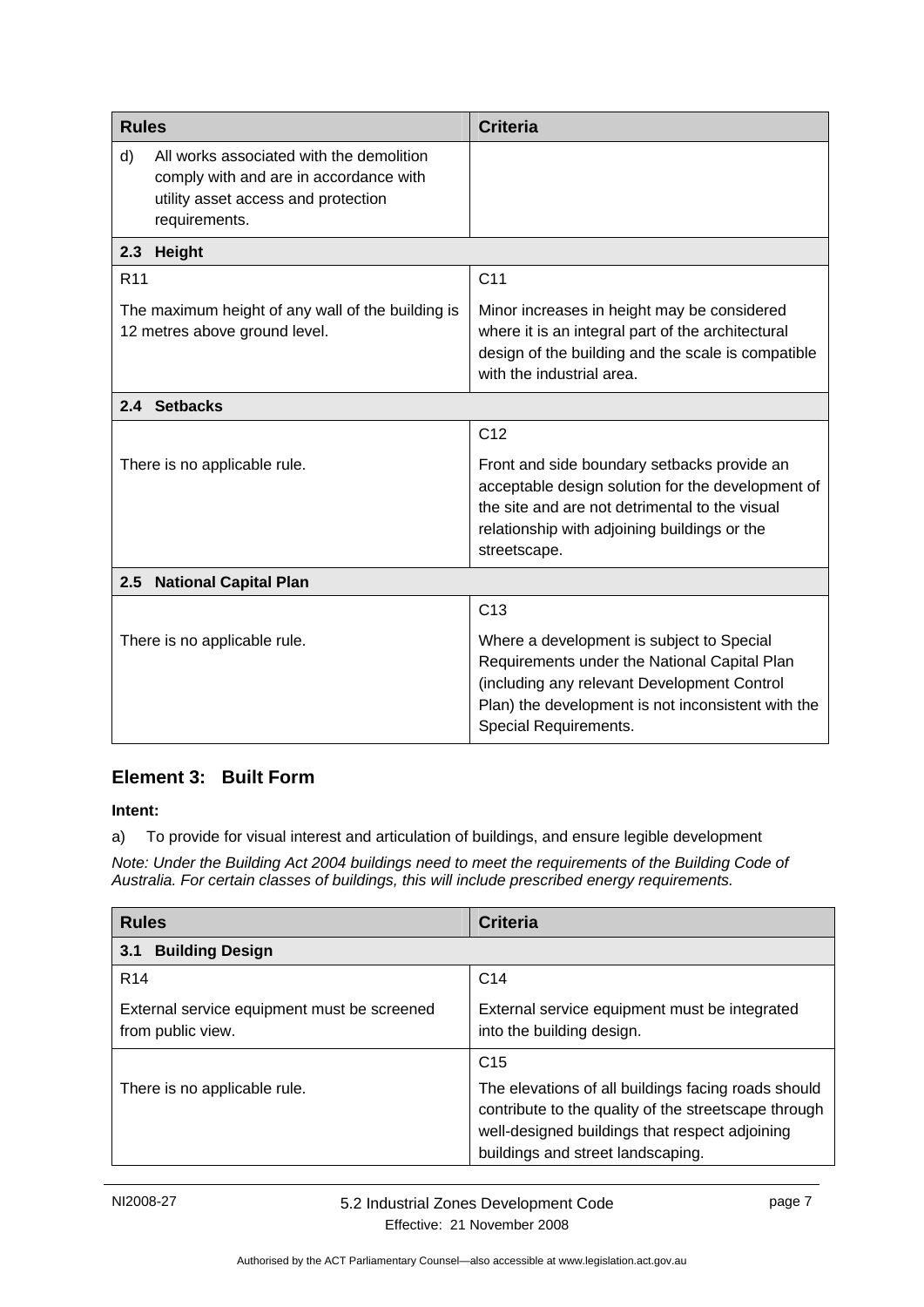| Rules | Criteria |
|---|---|
| d) All works associated with the demolition comply with and are in accordance with utility asset access and protection requirements. | |
| **2.3 Height** | |
| R11<br><br>The maximum height of any wall of the building is 12 metres above ground level. | C11<br><br>Minor increases in height may be considered where it is an integral part of the architectural design of the building and the scale is compatible with the industrial area. |
| **2.4 Setbacks** | |
| There is no applicable rule. | C12<br><br>Front and side boundary setbacks provide an acceptable design solution for the development of the site and are not detrimental to the visual relationship with adjoining buildings or the streetscape. |
| **2.5 National Capital Plan** | |
| There is no applicable rule. | C13<br><br>Where a development is subject to Special Requirements under the National Capital Plan (including any relevant Development Control Plan) the development is not inconsistent with the Special Requirements. |

## Element 3: Built Form

**Intent:**

a) To provide for visual interest and articulation of buildings, and ensure legible development

*Note: Under the Building Act 2004 buildings need to meet the requirements of the Building Code of Australia. For certain classes of buildings, this will include prescribed energy requirements.*

| Rules | Criteria |
|---|---|
| **3.1 Building Design** | |
| R14<br><br>External service equipment must be screened from public view. | C14<br><br>External service equipment must be integrated into the building design. |
| There is no applicable rule. | C15<br><br>The elevations of all buildings facing roads should contribute to the quality of the streetscape through well-designed buildings that respect adjoining buildings and street landscaping. |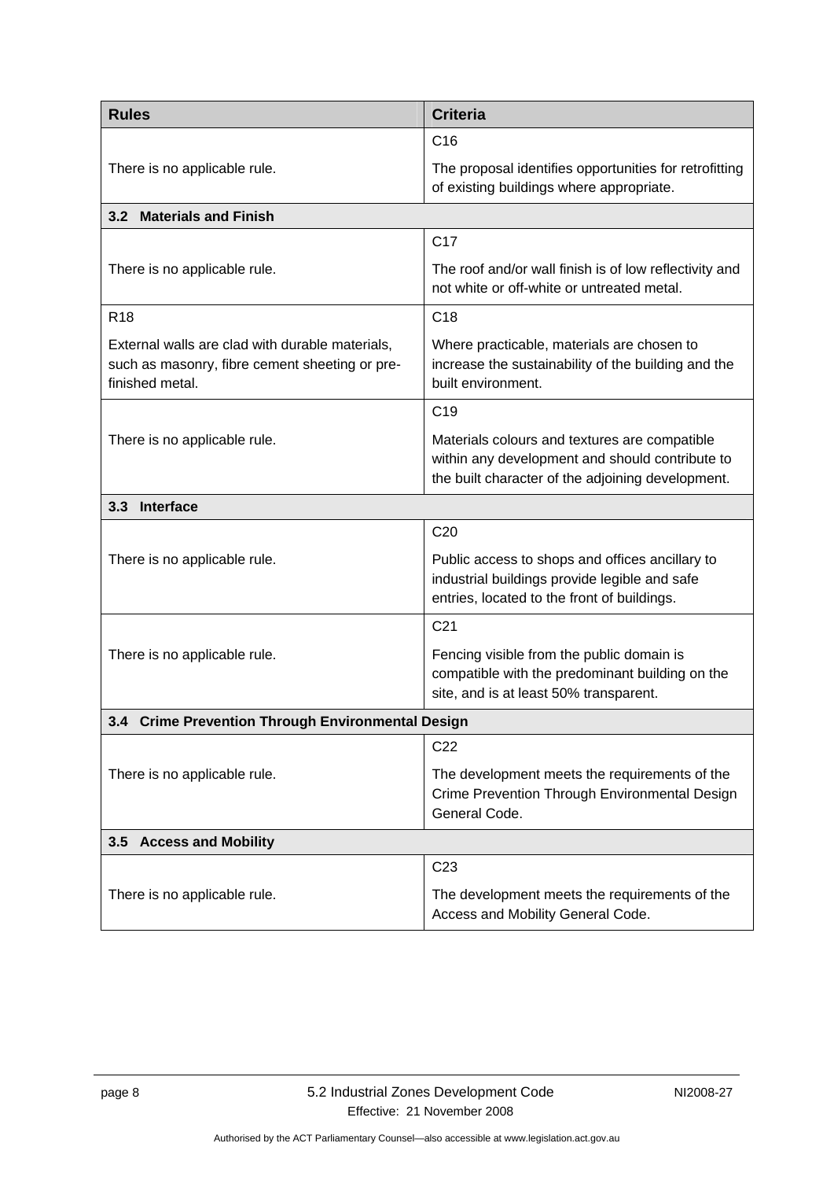| Rules | Criteria |
|---|---|
| There is no applicable rule. | C16<br><br>The proposal identifies opportunities for retrofitting of existing buildings where appropriate. |
| **3.2 Materials and Finish** | |
| There is no applicable rule. | C17<br><br>The roof and/or wall finish is of low reflectivity and not white or off-white or untreated metal. |
| R18<br><br>External walls are clad with durable materials, such as masonry, fibre cement sheeting or pre-finished metal. | C18<br><br>Where practicable, materials are chosen to increase the sustainability of the building and the built environment. |
| There is no applicable rule. | C19<br><br>Materials colours and textures are compatible within any development and should contribute to the built character of the adjoining development. |
| **3.3 Interface** | |
| There is no applicable rule. | C20<br><br>Public access to shops and offices ancillary to industrial buildings provide legible and safe entries, located to the front of buildings. |
| There is no applicable rule. | C21<br><br>Fencing visible from the public domain is compatible with the predominant building on the site, and is at least 50% transparent. |
| **3.4 Crime Prevention Through Environmental Design** | |
| There is no applicable rule. | C22<br><br>The development meets the requirements of the Crime Prevention Through Environmental Design General Code. |
| **3.5 Access and Mobility** | |
| There is no applicable rule. | C23<br><br>The development meets the requirements of the Access and Mobility General Code. |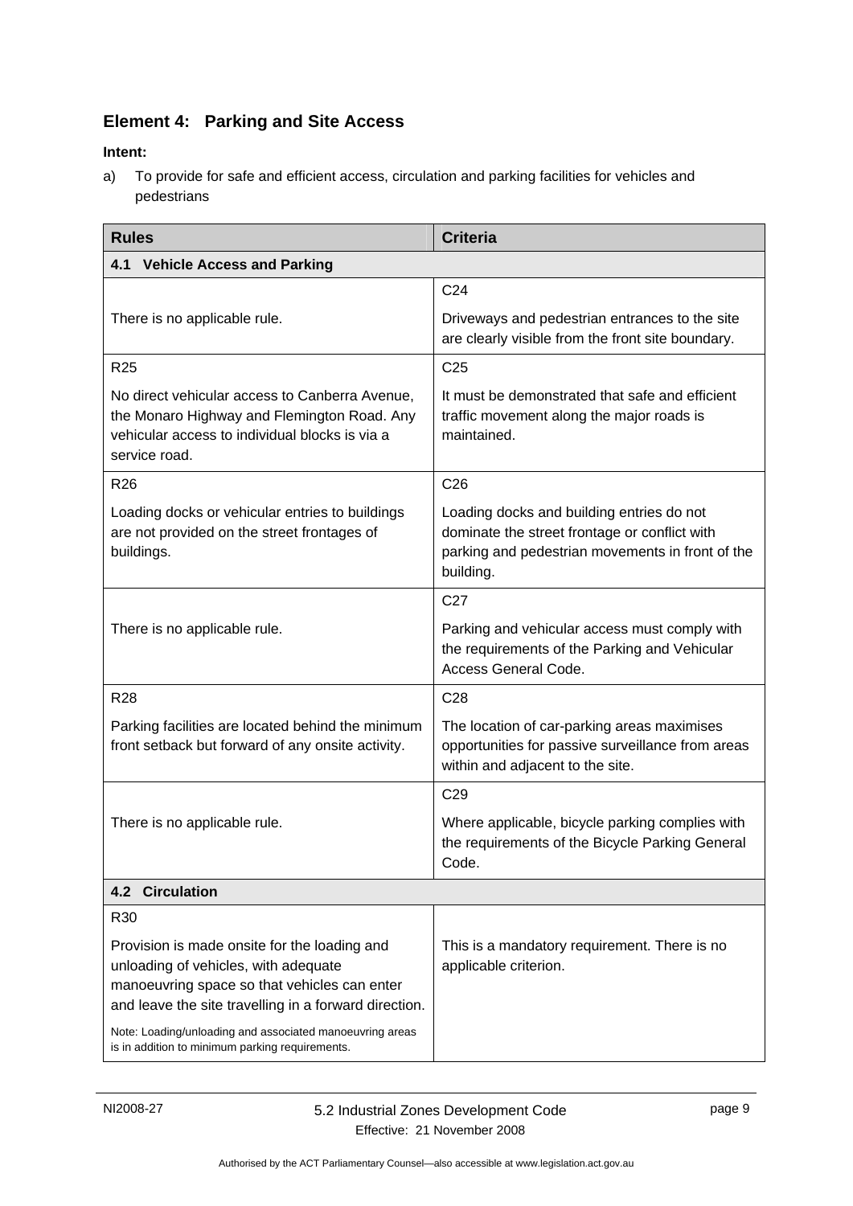## Element 4: Parking and Site Access

**Intent:**

a) To provide for safe and efficient access, circulation and parking facilities for vehicles and pedestrians

| Rules | Criteria |
|---|---|
| **4.1 Vehicle Access and Parking** | |
| There is no applicable rule. | C24<br>Driveways and pedestrian entrances to the site are clearly visible from the front site boundary. |
| R25<br>No direct vehicular access to Canberra Avenue, the Monaro Highway and Flemington Road. Any vehicular access to individual blocks is via a service road. | C25<br>It must be demonstrated that safe and efficient traffic movement along the major roads is maintained. |
| R26<br>Loading docks or vehicular entries to buildings are not provided on the street frontages of buildings. | C26<br>Loading docks and building entries do not dominate the street frontage or conflict with parking and pedestrian movements in front of the building. |
| There is no applicable rule. | C27<br>Parking and vehicular access must comply with the requirements of the Parking and Vehicular Access General Code. |
| R28<br>Parking facilities are located behind the minimum front setback but forward of any onsite activity. | C28<br>The location of car-parking areas maximises opportunities for passive surveillance from areas within and adjacent to the site. |
| There is no applicable rule. | C29<br>Where applicable, bicycle parking complies with the requirements of the Bicycle Parking General Code. |
| **4.2 Circulation** | |
| R30<br>Provision is made onsite for the loading and unloading of vehicles, with adequate manoeuvring space so that vehicles can enter and leave the site travelling in a forward direction.<br>Note: Loading/unloading and associated manoeuvring areas is in addition to minimum parking requirements. | This is a mandatory requirement. There is no applicable criterion. |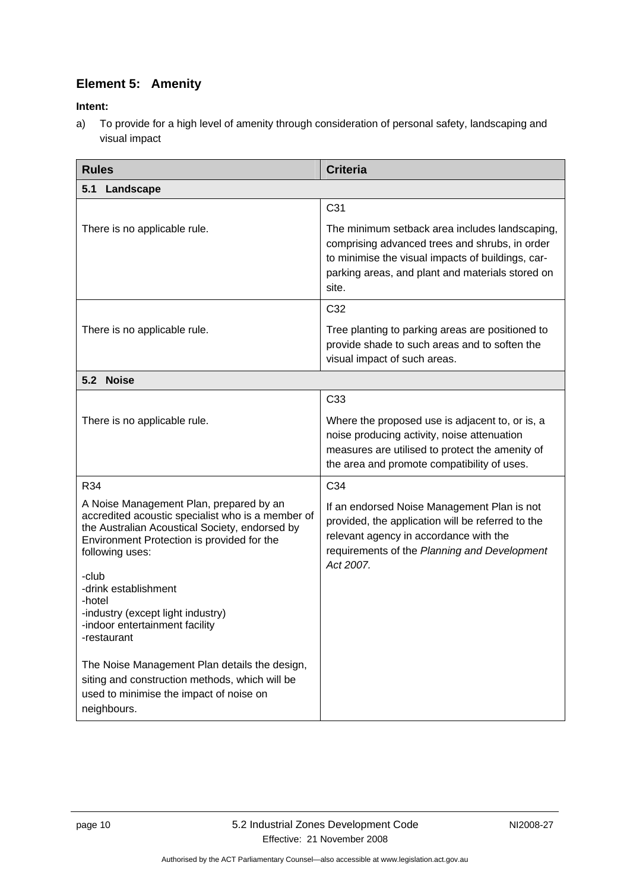## Element 5: Amenity

**Intent:**

a) To provide for a high level of amenity through consideration of personal safety, landscaping and visual impact

| Rules | Criteria |
|---|---|
| **5.1 Landscape** | |
| There is no applicable rule. | C31<br><br>The minimum setback area includes landscaping, comprising advanced trees and shrubs, in order to minimise the visual impacts of buildings, car-parking areas, and plant and materials stored on site. |
| There is no applicable rule. | C32<br><br>Tree planting to parking areas are positioned to provide shade to such areas and to soften the visual impact of such areas. |
| **5.2 Noise** | |
| There is no applicable rule. | C33<br><br>Where the proposed use is adjacent to, or is, a noise producing activity, noise attenuation measures are utilised to protect the amenity of the area and promote compatibility of uses. |
| R34<br><br>A Noise Management Plan, prepared by an accredited acoustic specialist who is a member of the Australian Acoustical Society, endorsed by Environment Protection is provided for the following uses:<br><br>-club<br>-drink establishment<br>-hotel<br>-industry (except light industry)<br>-indoor entertainment facility<br>-restaurant<br><br>The Noise Management Plan details the design, siting and construction methods, which will be used to minimise the impact of noise on neighbours. | C34<br><br>If an endorsed Noise Management Plan is not provided, the application will be referred to the relevant agency in accordance with the requirements of the *Planning and Development Act 2007.* |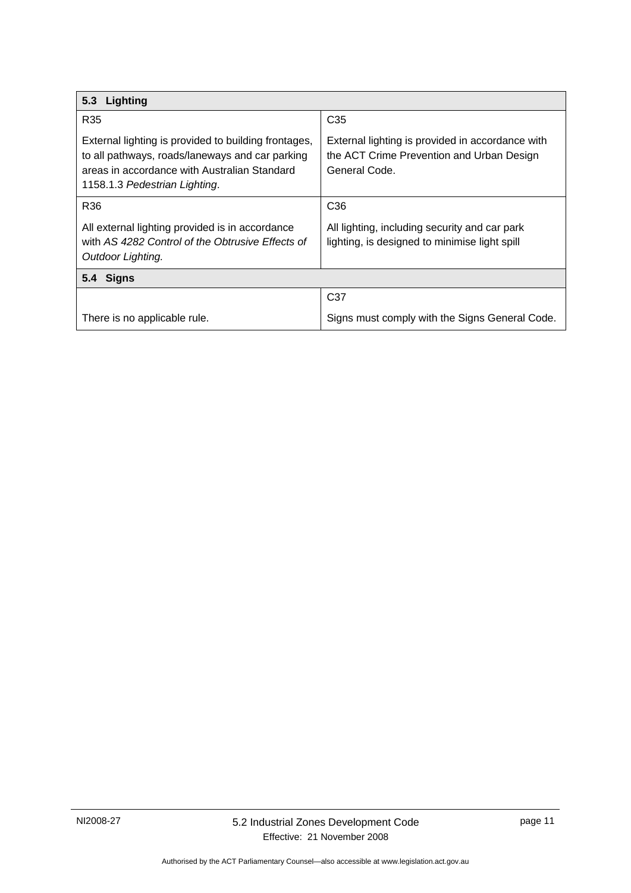| 5.3 Lighting | |
|---|---|
| R35<br><br>External lighting is provided to building frontages, to all pathways, roads/laneways and car parking areas in accordance with Australian Standard 1158.1.3 *Pedestrian Lighting*. | C35<br><br>External lighting is provided in accordance with the ACT Crime Prevention and Urban Design General Code. |
| R36<br><br>All external lighting provided is in accordance with *AS 4282 Control of the Obtrusive Effects of Outdoor Lighting.* | C36<br><br>All lighting, including security and car park lighting, is designed to minimise light spill |
| **5.4 Signs** | |
| There is no applicable rule. | C37<br><br>Signs must comply with the Signs General Code. |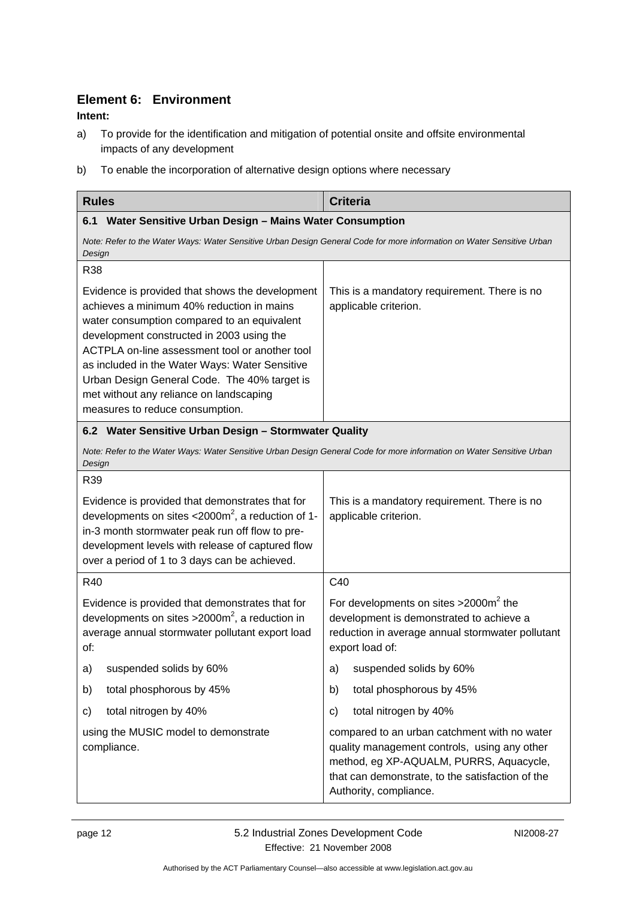## Element 6: Environment

**Intent:**

a) To provide for the identification and mitigation of potential onsite and offsite environmental impacts of any development

b) To enable the incorporation of alternative design options where necessary

| Rules | Criteria |
|---|---|
| **6.1 Water Sensitive Urban Design – Mains Water Consumption** | |
| *Note: Refer to the Water Ways: Water Sensitive Urban Design General Code for more information on Water Sensitive Urban Design* | |
| R38<br><br>Evidence is provided that shows the development achieves a minimum 40% reduction in mains water consumption compared to an equivalent development constructed in 2003 using the ACTPLA on-line assessment tool or another tool as included in the Water Ways: Water Sensitive Urban Design General Code. The 40% target is met without any reliance on landscaping measures to reduce consumption. | This is a mandatory requirement. There is no applicable criterion. |
| **6.2 Water Sensitive Urban Design – Stormwater Quality** | |
| *Note: Refer to the Water Ways: Water Sensitive Urban Design General Code for more information on Water Sensitive Urban Design* | |
| R39<br><br>Evidence is provided that demonstrates that for developments on sites <2000m$^2$, a reduction of 1-in-3 month stormwater peak run off flow to pre-development levels with release of captured flow over a period of 1 to 3 days can be achieved. | This is a mandatory requirement. There is no applicable criterion. |
| R40<br><br>Evidence is provided that demonstrates that for developments on sites >2000m$^2$, a reduction in average annual stormwater pollutant export load of:<br><br>a) suspended solids by 60%<br>b) total phosphorous by 45%<br>c) total nitrogen by 40%<br><br>using the MUSIC model to demonstrate compliance. | C40<br><br>For developments on sites >2000m$^2$ the development is demonstrated to achieve a reduction in average annual stormwater pollutant export load of:<br><br>a) suspended solids by 60%<br>b) total phosphorous by 45%<br>c) total nitrogen by 40%<br><br>compared to an urban catchment with no water quality management controls, using any other method, eg XP-AQUALM, PURRS, Aquacycle, that can demonstrate, to the satisfaction of the Authority, compliance. |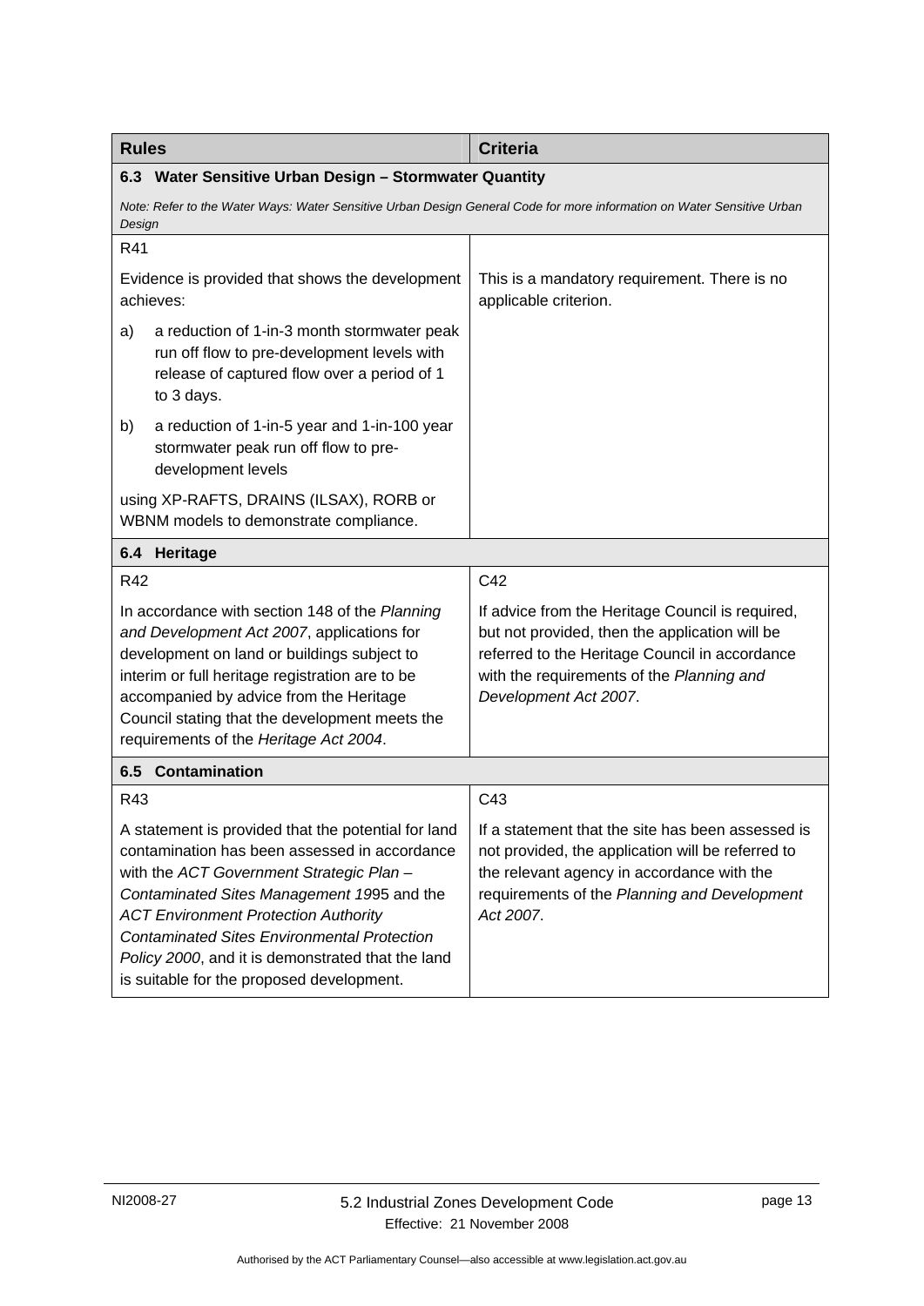| Rules | Criteria |
|---|---|
| **6.3 Water Sensitive Urban Design – Stormwater Quantity** | |
| *Note: Refer to the Water Ways: Water Sensitive Urban Design General Code for more information on Water Sensitive Urban Design* | |
| R41<br><br>Evidence is provided that shows the development achieves:<br><br>a) a reduction of 1-in-3 month stormwater peak run off flow to pre-development levels with release of captured flow over a period of 1 to 3 days.<br><br>b) a reduction of 1-in-5 year and 1-in-100 year stormwater peak run off flow to pre-development levels<br><br>using XP-RAFTS, DRAINS (ILSAX), RORB or WBNM models to demonstrate compliance. | This is a mandatory requirement. There is no applicable criterion. |
| **6.4 Heritage** | |
| R42<br><br>In accordance with section 148 of the *Planning and Development Act 2007*, applications for development on land or buildings subject to interim or full heritage registration are to be accompanied by advice from the Heritage Council stating that the development meets the requirements of the *Heritage Act 2004*. | C42<br><br>If advice from the Heritage Council is required, but not provided, then the application will be referred to the Heritage Council in accordance with the requirements of the *Planning and Development Act 2007*. |
| **6.5 Contamination** | |
| R43<br><br>A statement is provided that the potential for land contamination has been assessed in accordance with the *ACT Government Strategic Plan – Contaminated Sites Management 19*95 and the *ACT Environment Protection Authority Contaminated Sites Environmental Protection Policy 2000*, and it is demonstrated that the land is suitable for the proposed development. | C43<br><br>If a statement that the site has been assessed is not provided, the application will be referred to the relevant agency in accordance with the requirements of the *Planning and Development Act 2007*. |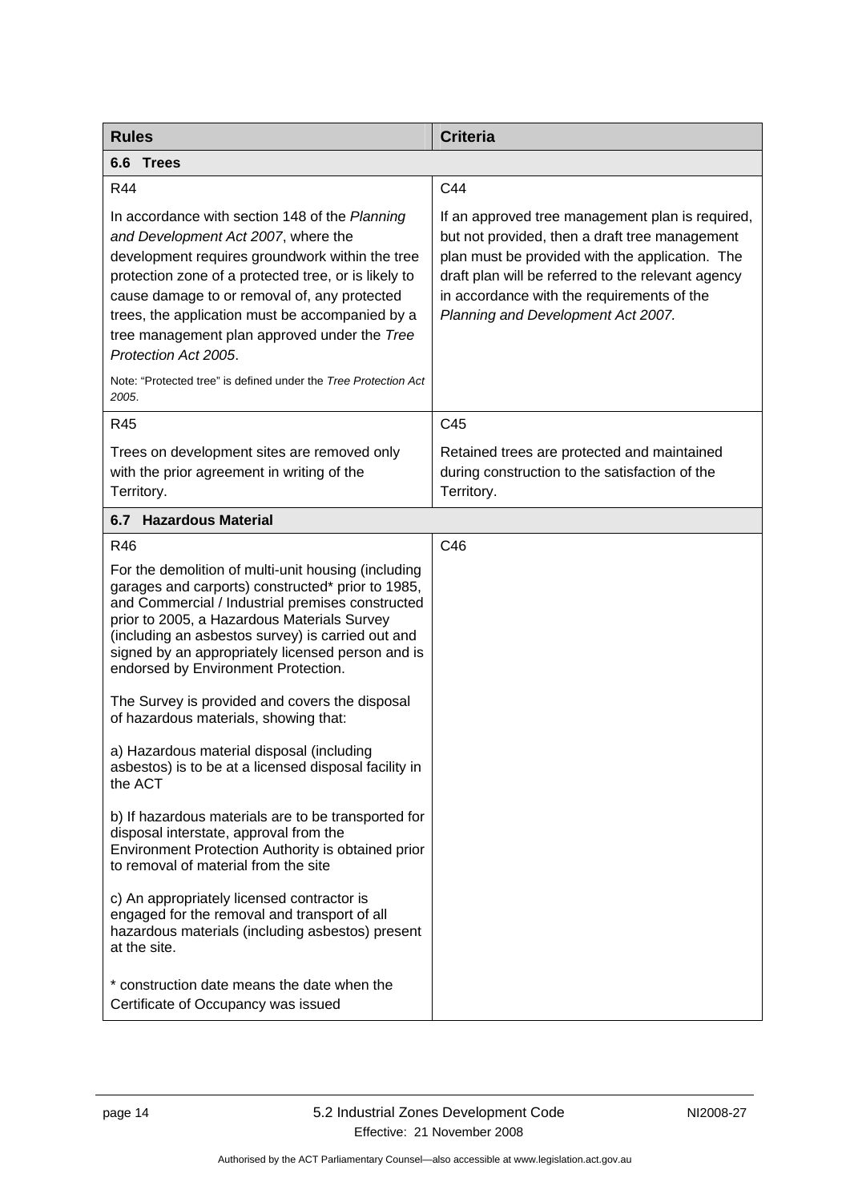| Rules | Criteria |
|---|---|
| **6.6 Trees** | |
| R44<br><br>In accordance with section 148 of the *Planning and Development Act 2007*, where the development requires groundwork within the tree protection zone of a protected tree, or is likely to cause damage to or removal of, any protected trees, the application must be accompanied by a tree management plan approved under the *Tree Protection Act 2005*.<br><br>Note: "Protected tree" is defined under the *Tree Protection Act 2005*. | C44<br><br>If an approved tree management plan is required, but not provided, then a draft tree management plan must be provided with the application. The draft plan will be referred to the relevant agency in accordance with the requirements of the *Planning and Development Act 2007.* |
| R45<br><br>Trees on development sites are removed only with the prior agreement in writing of the Territory. | C45<br><br>Retained trees are protected and maintained during construction to the satisfaction of the Territory. |
| **6.7 Hazardous Material** | |
| R46<br><br>For the demolition of multi-unit housing (including garages and carports) constructed* prior to 1985, and Commercial / Industrial premises constructed prior to 2005, a Hazardous Materials Survey (including an asbestos survey) is carried out and signed by an appropriately licensed person and is endorsed by Environment Protection.<br><br>The Survey is provided and covers the disposal of hazardous materials, showing that:<br><br>a) Hazardous material disposal (including asbestos) is to be at a licensed disposal facility in the ACT<br><br>b) If hazardous materials are to be transported for disposal interstate, approval from the Environment Protection Authority is obtained prior to removal of material from the site<br><br>c) An appropriately licensed contractor is engaged for the removal and transport of all hazardous materials (including asbestos) present at the site.<br><br>* construction date means the date when the Certificate of Occupancy was issued | C46 |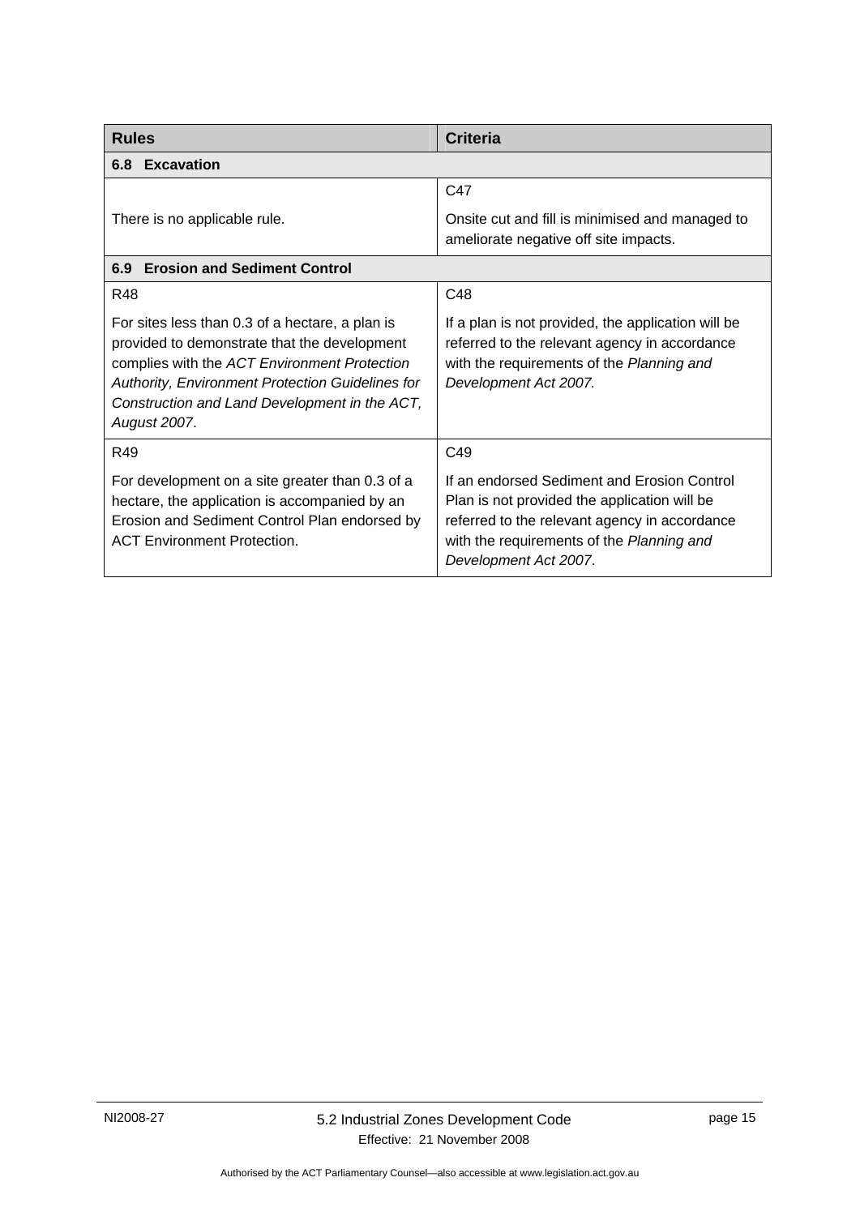| Rules | Criteria |
|---|---|
| **6.8 Excavation** | |
| There is no applicable rule. | C47<br><br>Onsite cut and fill is minimised and managed to ameliorate negative off site impacts. |
| **6.9 Erosion and Sediment Control** | |
| R48<br><br>For sites less than 0.3 of a hectare, a plan is provided to demonstrate that the development complies with the *ACT Environment Protection Authority, Environment Protection Guidelines for Construction and Land Development in the ACT, August 2007*. | C48<br><br>If a plan is not provided, the application will be referred to the relevant agency in accordance with the requirements of the *Planning and Development Act 2007.* |
| R49<br><br>For development on a site greater than 0.3 of a hectare, the application is accompanied by an Erosion and Sediment Control Plan endorsed by ACT Environment Protection. | C49<br><br>If an endorsed Sediment and Erosion Control Plan is not provided the application will be referred to the relevant agency in accordance with the requirements of the *Planning and Development Act 2007*. |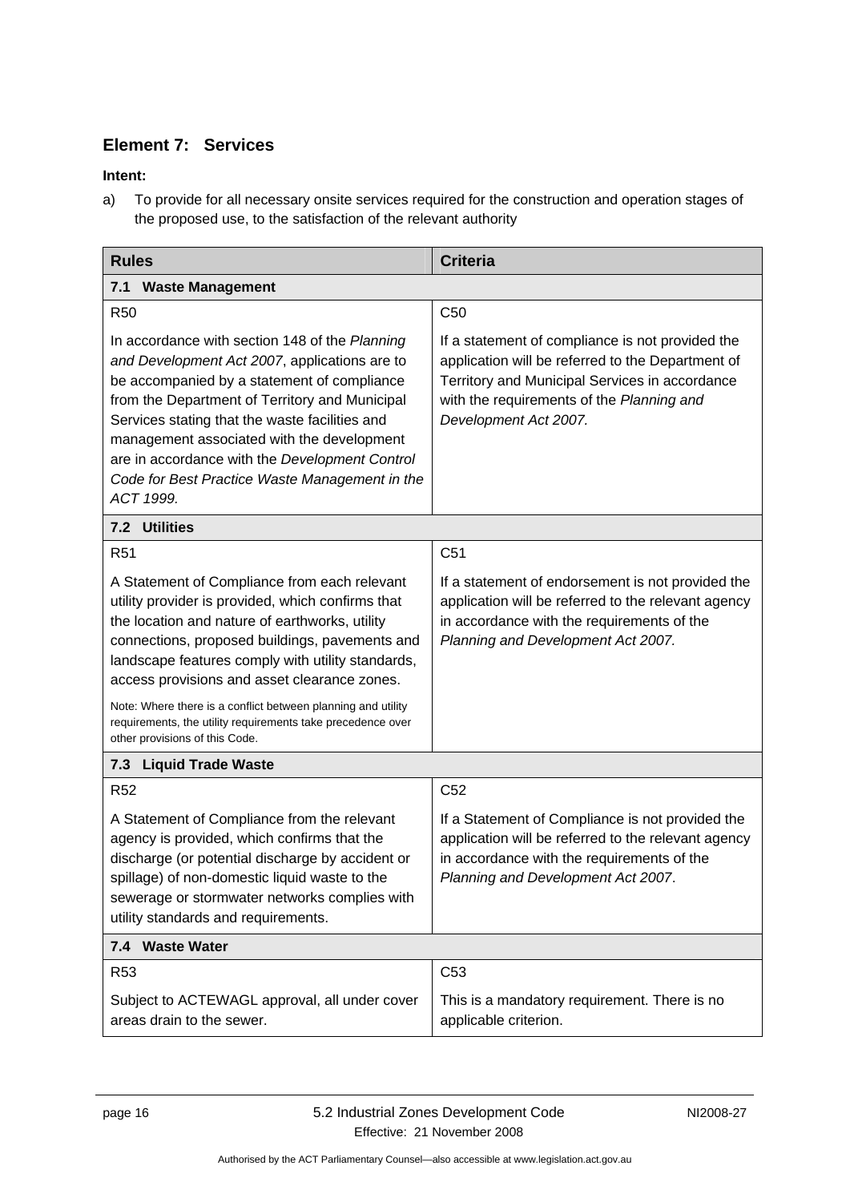## Element 7: Services

**Intent:**

a) To provide for all necessary onsite services required for the construction and operation stages of the proposed use, to the satisfaction of the relevant authority

| Rules | Criteria |
|---|---|
| **7.1 Waste Management** | |
| R50<br><br>In accordance with section 148 of the *Planning and Development Act 2007*, applications are to be accompanied by a statement of compliance from the Department of Territory and Municipal Services stating that the waste facilities and management associated with the development are in accordance with the *Development Control Code for Best Practice Waste Management in the ACT 1999.* | C50<br><br>If a statement of compliance is not provided the application will be referred to the Department of Territory and Municipal Services in accordance with the requirements of the *Planning and Development Act 2007.* |
| **7.2 Utilities** | |
| R51<br><br>A Statement of Compliance from each relevant utility provider is provided, which confirms that the location and nature of earthworks, utility connections, proposed buildings, pavements and landscape features comply with utility standards, access provisions and asset clearance zones.<br><br>Note: Where there is a conflict between planning and utility requirements, the utility requirements take precedence over other provisions of this Code. | C51<br><br>If a statement of endorsement is not provided the application will be referred to the relevant agency in accordance with the requirements of the *Planning and Development Act 2007.* |
| **7.3 Liquid Trade Waste** | |
| R52<br><br>A Statement of Compliance from the relevant agency is provided, which confirms that the discharge (or potential discharge by accident or spillage) of non-domestic liquid waste to the sewerage or stormwater networks complies with utility standards and requirements. | C52<br><br>If a Statement of Compliance is not provided the application will be referred to the relevant agency in accordance with the requirements of the *Planning and Development Act 2007*. |
| **7.4 Waste Water** | |
| R53<br><br>Subject to ACTEWAGL approval, all under cover areas drain to the sewer. | C53<br><br>This is a mandatory requirement. There is no applicable criterion. |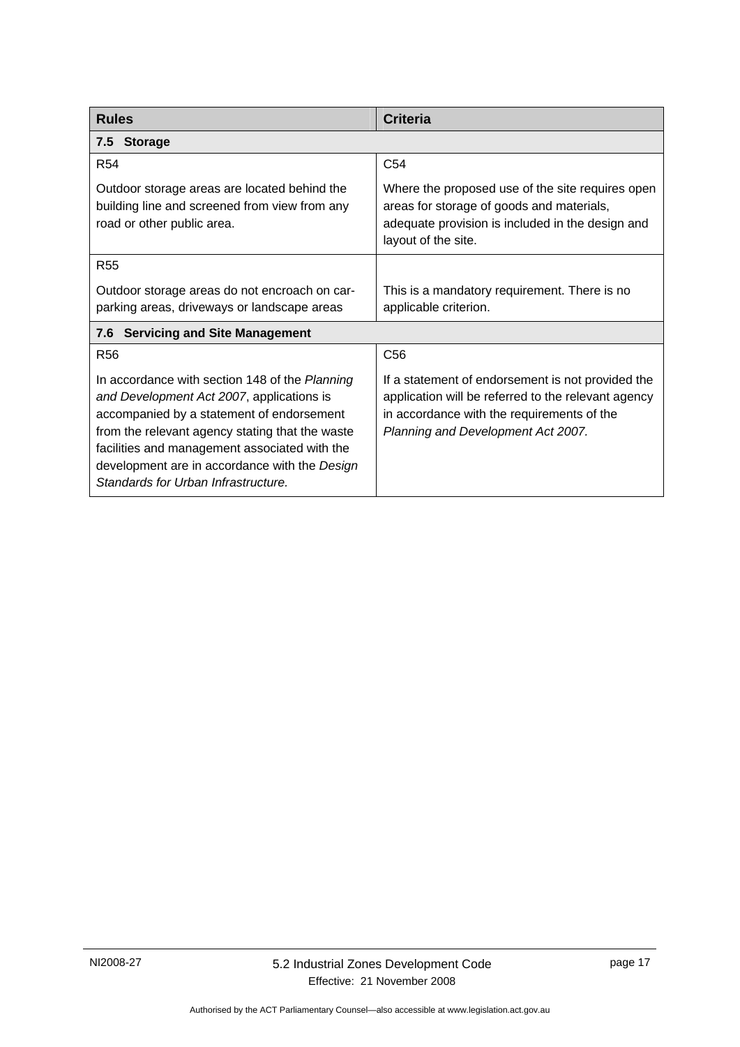| Rules | Criteria |
|---|---|
| **7.5 Storage** | |
| R54<br><br>Outdoor storage areas are located behind the building line and screened from view from any road or other public area. | C54<br><br>Where the proposed use of the site requires open areas for storage of goods and materials, adequate provision is included in the design and layout of the site. |
| R55<br><br>Outdoor storage areas do not encroach on car-parking areas, driveways or landscape areas | This is a mandatory requirement. There is no applicable criterion. |
| **7.6 Servicing and Site Management** | |
| R56<br><br>In accordance with section 148 of the *Planning and Development Act 2007*, applications is accompanied by a statement of endorsement from the relevant agency stating that the waste facilities and management associated with the development are in accordance with the *Design Standards for Urban Infrastructure.* | C56<br><br>If a statement of endorsement is not provided the application will be referred to the relevant agency in accordance with the requirements of the *Planning and Development Act 2007.* |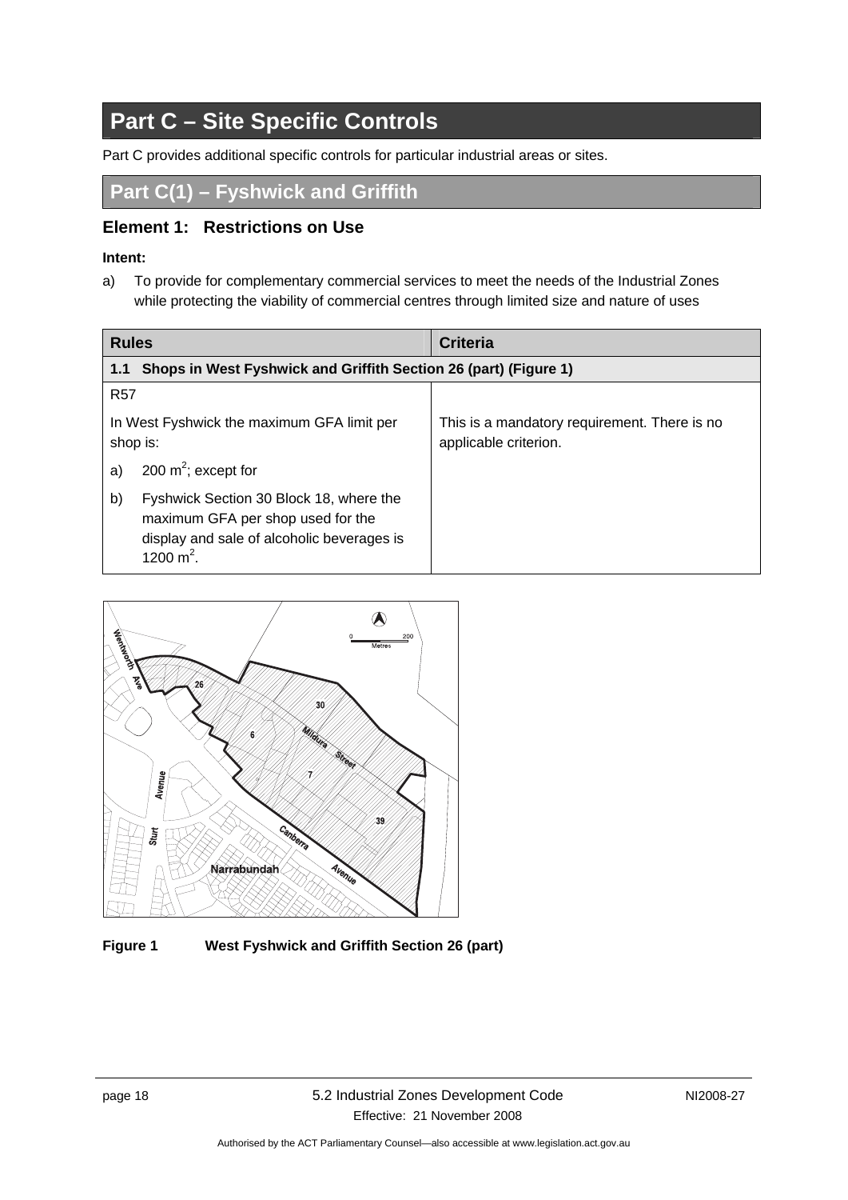# Part C – Site Specific Controls

Part C provides additional specific controls for particular industrial areas or sites.

## Part C(1) – Fyshwick and Griffith

### Element 1: Restrictions on Use

**Intent:**

a) To provide for complementary commercial services to meet the needs of the Industrial Zones while protecting the viability of commercial centres through limited size and nature of uses

| Rules | Criteria |
|---|---|
| **1.1 Shops in West Fyshwick and Griffith Section 26 (part) (Figure 1)** | |
| R57<br><br>In West Fyshwick the maximum GFA limit per shop is:<br><br>a) 200 $m^2$; except for<br><br>b) Fyshwick Section 30 Block 18, where the maximum GFA per shop used for the display and sale of alcoholic beverages is 1200 $m^2$. | This is a mandatory requirement. There is no applicable criterion. |

**Figure 1 West Fyshwick and Griffith Section 26 (part)**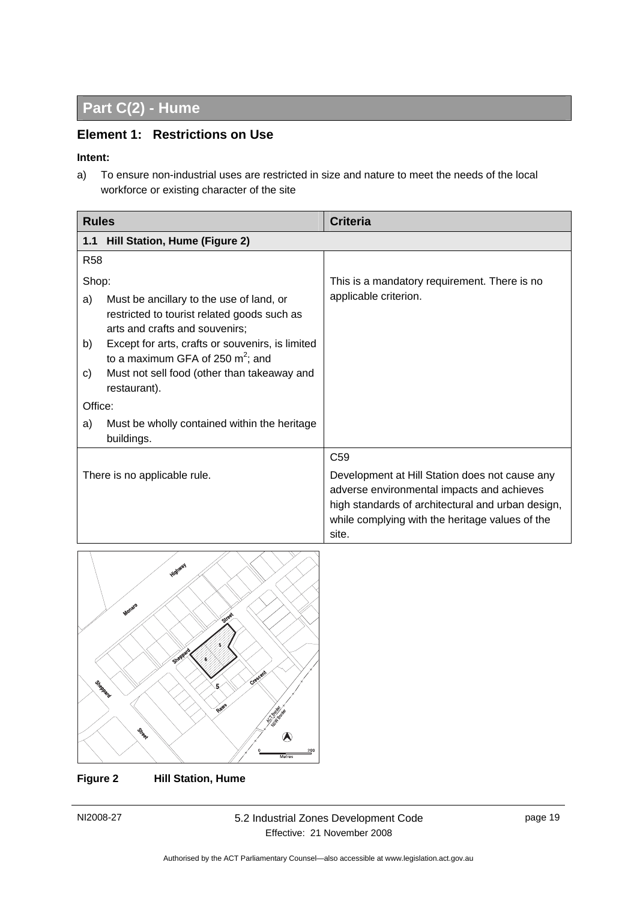# Part C(2) - Hume

## Element 1: Restrictions on Use

**Intent:**

a) To ensure non-industrial uses are restricted in size and nature to meet the needs of the local workforce or existing character of the site

| Rules | Criteria |
|---|---|
| **1.1 Hill Station, Hume (Figure 2)** | |
| R58<br><br>Shop:<br>a) Must be ancillary to the use of land, or restricted to tourist related goods such as arts and crafts and souvenirs;<br>b) Except for arts, crafts or souvenirs, is limited to a maximum GFA of 250 $m^2$; and<br>c) Must not sell food (other than takeaway and restaurant).<br><br>Office:<br>a) Must be wholly contained within the heritage buildings. | This is a mandatory requirement. There is no applicable criterion. |
| There is no applicable rule. | C59<br><br>Development at Hill Station does not cause any adverse environmental impacts and achieves high standards of architectural and urban design, while complying with the heritage values of the site. |

**Figure 2 Hill Station, Hume**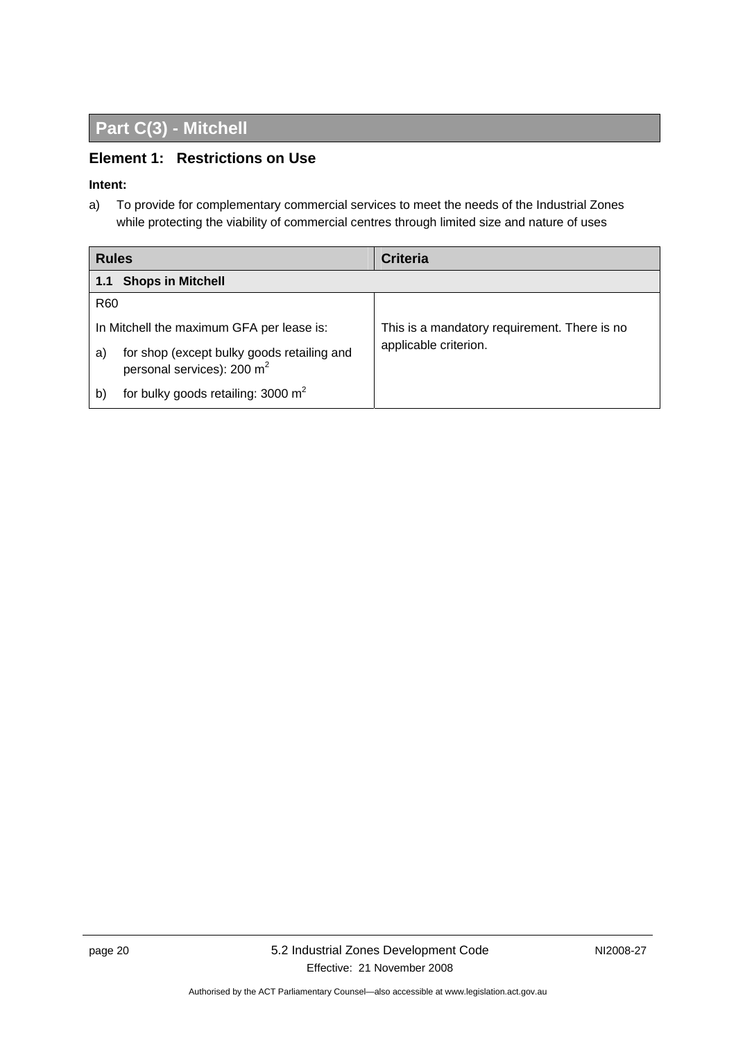# Part C(3) - Mitchell

## Element 1: Restrictions on Use

**Intent:**

a) To provide for complementary commercial services to meet the needs of the Industrial Zones while protecting the viability of commercial centres through limited size and nature of uses

| Rules | Criteria |
|---|---|
| **1.1 Shops in Mitchell** | |
| R60<br><br>In Mitchell the maximum GFA per lease is:<br><br>a) for shop (except bulky goods retailing and personal services): 200 $m^2$<br><br>b) for bulky goods retailing: 3000 $m^2$ | This is a mandatory requirement. There is no applicable criterion. |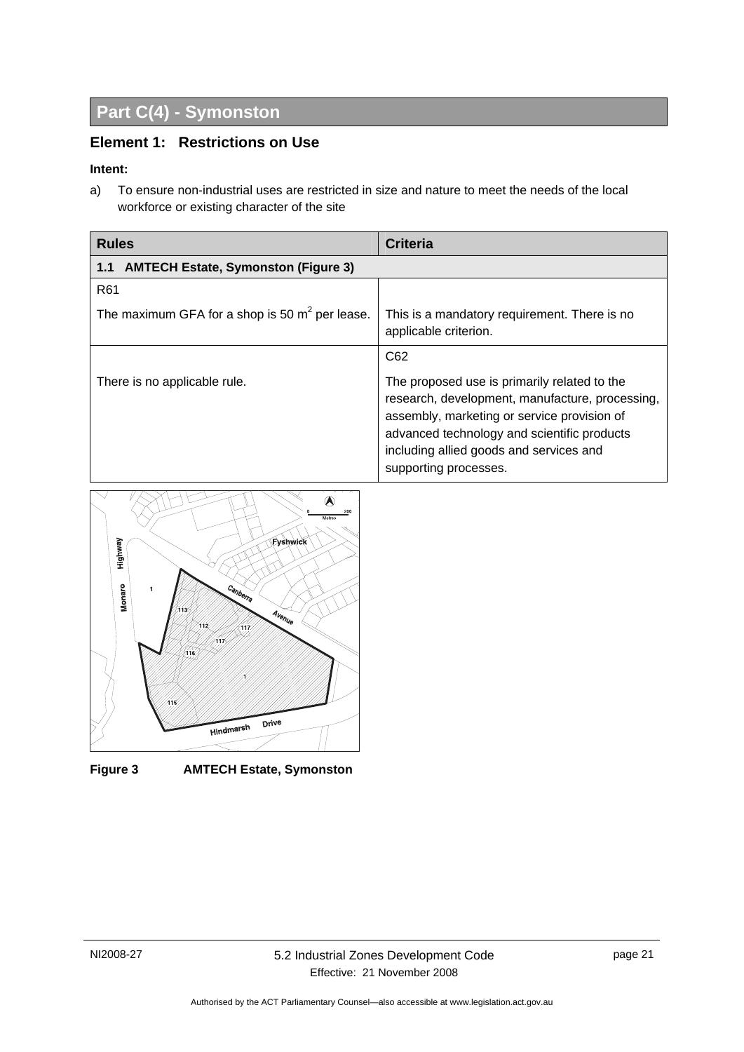# Part C(4) - Symonston

## Element 1: Restrictions on Use

**Intent:**

a) To ensure non-industrial uses are restricted in size and nature to meet the needs of the local workforce or existing character of the site

| Rules | Criteria |
|---|---|
| **1.1 AMTECH Estate, Symonston (Figure 3)** | |
| R61<br><br>The maximum GFA for a shop is 50 $m^2$ per lease. | This is a mandatory requirement. There is no applicable criterion. |
| There is no applicable rule. | C62<br><br>The proposed use is primarily related to the research, development, manufacture, processing, assembly, marketing or service provision of advanced technology and scientific products including allied goods and services and supporting processes. |

Fyshwick

Monaro Highway

Canberra Avenue

Hindmarsh Drive

0 200 Metres

1
113
112
117
117
116
1
115

**Figure 3 AMTECH Estate, Symonston**